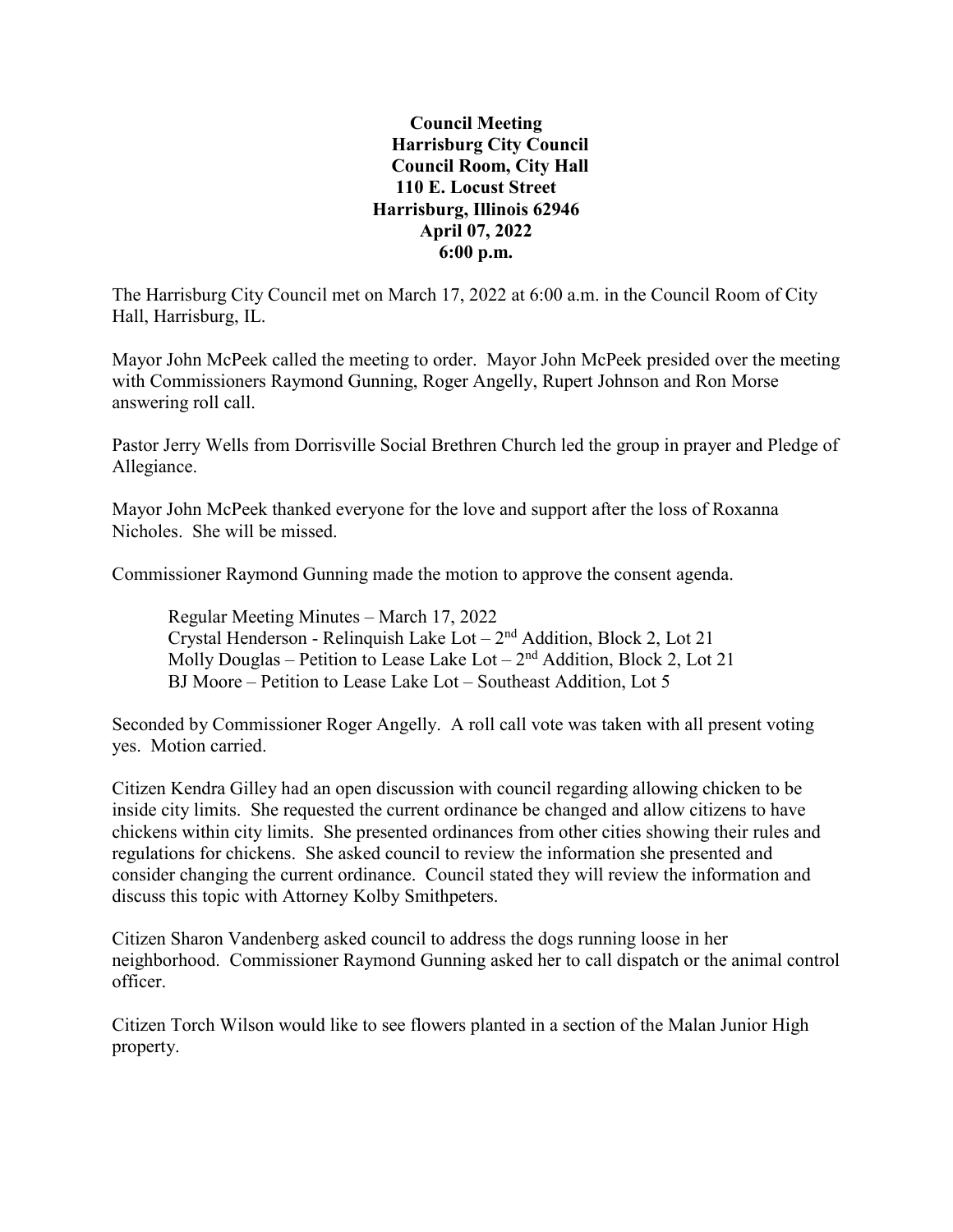**Council Meeting**
**Harrisburg City Council**
**Council Room, City Hall**
**110 E. Locust Street**
**Harrisburg, Illinois 62946**
**April 07, 2022**
**6:00 p.m.**

The Harrisburg City Council met on March 17, 2022 at 6:00 a.m. in the Council Room of City Hall, Harrisburg, IL.

Mayor John McPeek called the meeting to order. Mayor John McPeek presided over the meeting with Commissioners Raymond Gunning, Roger Angelly, Rupert Johnson and Ron Morse answering roll call.

Pastor Jerry Wells from Dorrisville Social Brethren Church led the group in prayer and Pledge of Allegiance.

Mayor John McPeek thanked everyone for the love and support after the loss of Roxanna Nicholes. She will be missed.

Commissioner Raymond Gunning made the motion to approve the consent agenda.

> Regular Meeting Minutes – March 17, 2022
> Crystal Henderson - Relinquish Lake Lot – 2nd Addition, Block 2, Lot 21
> Molly Douglas – Petition to Lease Lake Lot – 2nd Addition, Block 2, Lot 21
> BJ Moore – Petition to Lease Lake Lot – Southeast Addition, Lot 5

Seconded by Commissioner Roger Angelly. A roll call vote was taken with all present voting yes. Motion carried.

Citizen Kendra Gilley had an open discussion with council regarding allowing chicken to be inside city limits. She requested the current ordinance be changed and allow citizens to have chickens within city limits. She presented ordinances from other cities showing their rules and regulations for chickens. She asked council to review the information she presented and consider changing the current ordinance. Council stated they will review the information and discuss this topic with Attorney Kolby Smithpeters.

Citizen Sharon Vandenberg asked council to address the dogs running loose in her neighborhood. Commissioner Raymond Gunning asked her to call dispatch or the animal control officer.

Citizen Torch Wilson would like to see flowers planted in a section of the Malan Junior High property.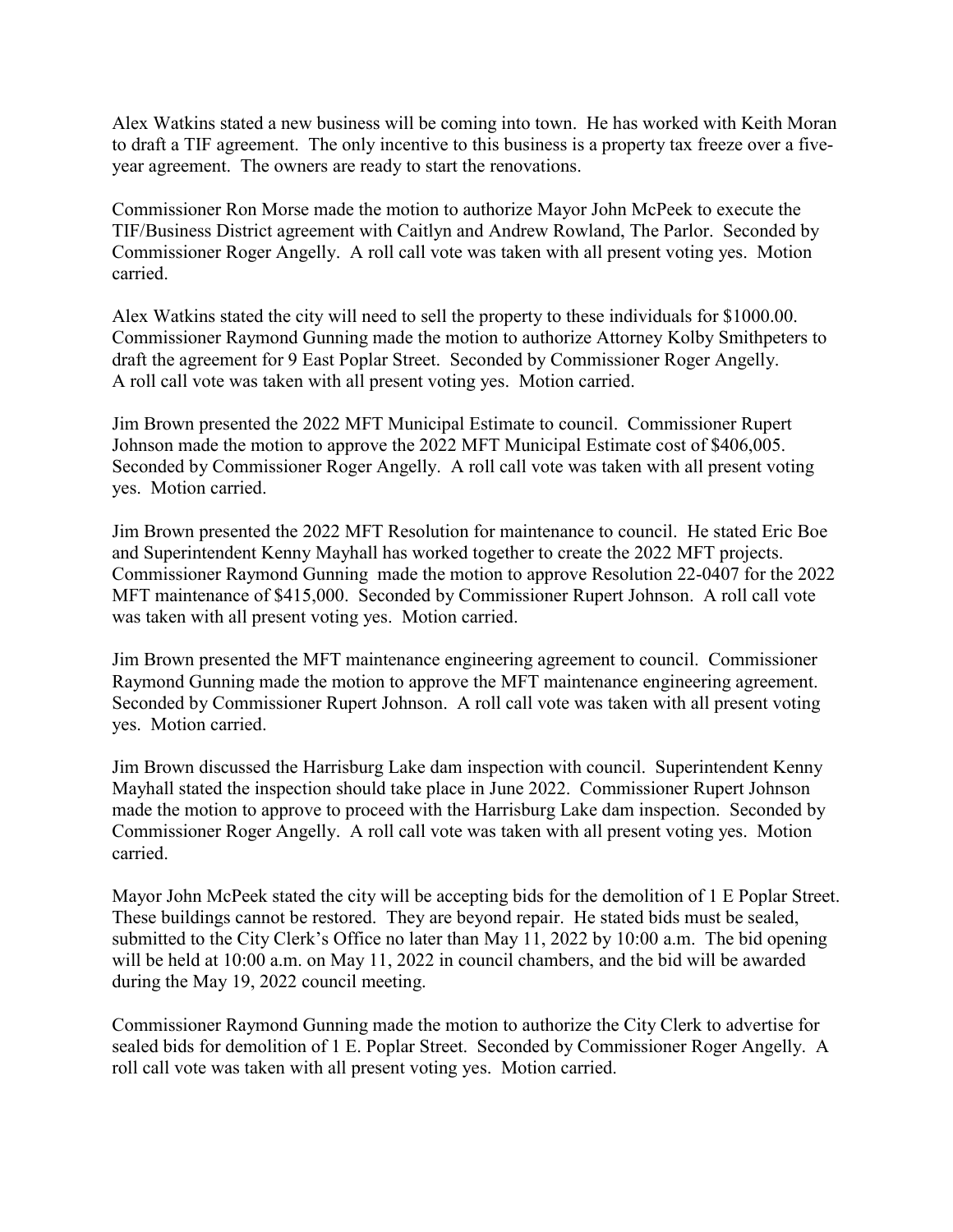Alex Watkins stated a new business will be coming into town. He has worked with Keith Moran to draft a TIF agreement. The only incentive to this business is a property tax freeze over a five-year agreement. The owners are ready to start the renovations.

Commissioner Ron Morse made the motion to authorize Mayor John McPeek to execute the TIF/Business District agreement with Caitlyn and Andrew Rowland, The Parlor. Seconded by Commissioner Roger Angelly. A roll call vote was taken with all present voting yes. Motion carried.

Alex Watkins stated the city will need to sell the property to these individuals for $1000.00. Commissioner Raymond Gunning made the motion to authorize Attorney Kolby Smithpeters to draft the agreement for 9 East Poplar Street. Seconded by Commissioner Roger Angelly. A roll call vote was taken with all present voting yes. Motion carried.

Jim Brown presented the 2022 MFT Municipal Estimate to council. Commissioner Rupert Johnson made the motion to approve the 2022 MFT Municipal Estimate cost of $406,005. Seconded by Commissioner Roger Angelly. A roll call vote was taken with all present voting yes. Motion carried.

Jim Brown presented the 2022 MFT Resolution for maintenance to council. He stated Eric Boe and Superintendent Kenny Mayhall has worked together to create the 2022 MFT projects. Commissioner Raymond Gunning made the motion to approve Resolution 22-0407 for the 2022 MFT maintenance of $415,000. Seconded by Commissioner Rupert Johnson. A roll call vote was taken with all present voting yes. Motion carried.

Jim Brown presented the MFT maintenance engineering agreement to council. Commissioner Raymond Gunning made the motion to approve the MFT maintenance engineering agreement. Seconded by Commissioner Rupert Johnson. A roll call vote was taken with all present voting yes. Motion carried.

Jim Brown discussed the Harrisburg Lake dam inspection with council. Superintendent Kenny Mayhall stated the inspection should take place in June 2022. Commissioner Rupert Johnson made the motion to approve to proceed with the Harrisburg Lake dam inspection. Seconded by Commissioner Roger Angelly. A roll call vote was taken with all present voting yes. Motion carried.

Mayor John McPeek stated the city will be accepting bids for the demolition of 1 E Poplar Street. These buildings cannot be restored. They are beyond repair. He stated bids must be sealed, submitted to the City Clerk's Office no later than May 11, 2022 by 10:00 a.m. The bid opening will be held at 10:00 a.m. on May 11, 2022 in council chambers, and the bid will be awarded during the May 19, 2022 council meeting.

Commissioner Raymond Gunning made the motion to authorize the City Clerk to advertise for sealed bids for demolition of 1 E. Poplar Street. Seconded by Commissioner Roger Angelly. A roll call vote was taken with all present voting yes. Motion carried.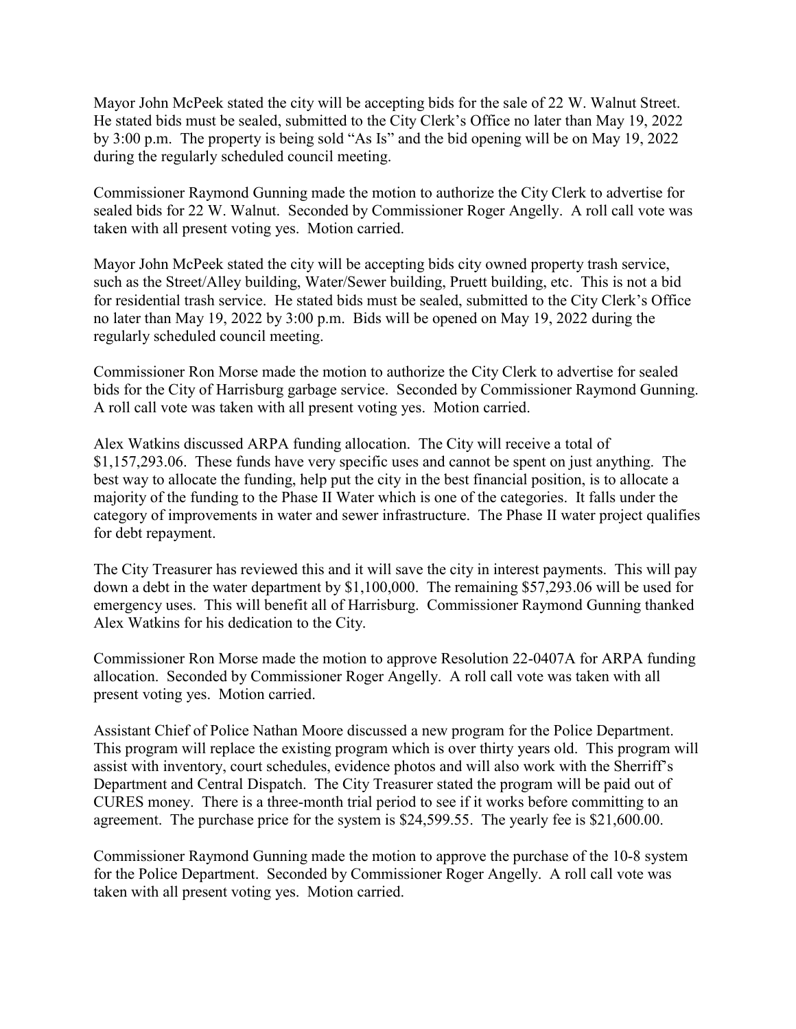Mayor John McPeek stated the city will be accepting bids for the sale of 22 W. Walnut Street. He stated bids must be sealed, submitted to the City Clerk's Office no later than May 19, 2022 by 3:00 p.m. The property is being sold "As Is" and the bid opening will be on May 19, 2022 during the regularly scheduled council meeting.

Commissioner Raymond Gunning made the motion to authorize the City Clerk to advertise for sealed bids for 22 W. Walnut. Seconded by Commissioner Roger Angelly. A roll call vote was taken with all present voting yes. Motion carried.

Mayor John McPeek stated the city will be accepting bids city owned property trash service, such as the Street/Alley building, Water/Sewer building, Pruett building, etc. This is not a bid for residential trash service. He stated bids must be sealed, submitted to the City Clerk's Office no later than May 19, 2022 by 3:00 p.m. Bids will be opened on May 19, 2022 during the regularly scheduled council meeting.

Commissioner Ron Morse made the motion to authorize the City Clerk to advertise for sealed bids for the City of Harrisburg garbage service. Seconded by Commissioner Raymond Gunning. A roll call vote was taken with all present voting yes. Motion carried.

Alex Watkins discussed ARPA funding allocation. The City will receive a total of $1,157,293.06. These funds have very specific uses and cannot be spent on just anything. The best way to allocate the funding, help put the city in the best financial position, is to allocate a majority of the funding to the Phase II Water which is one of the categories. It falls under the category of improvements in water and sewer infrastructure. The Phase II water project qualifies for debt repayment.

The City Treasurer has reviewed this and it will save the city in interest payments. This will pay down a debt in the water department by $1,100,000. The remaining $57,293.06 will be used for emergency uses. This will benefit all of Harrisburg. Commissioner Raymond Gunning thanked Alex Watkins for his dedication to the City.

Commissioner Ron Morse made the motion to approve Resolution 22-0407A for ARPA funding allocation. Seconded by Commissioner Roger Angelly. A roll call vote was taken with all present voting yes. Motion carried.

Assistant Chief of Police Nathan Moore discussed a new program for the Police Department. This program will replace the existing program which is over thirty years old. This program will assist with inventory, court schedules, evidence photos and will also work with the Sherriff's Department and Central Dispatch. The City Treasurer stated the program will be paid out of CURES money. There is a three-month trial period to see if it works before committing to an agreement. The purchase price for the system is $24,599.55. The yearly fee is $21,600.00.

Commissioner Raymond Gunning made the motion to approve the purchase of the 10-8 system for the Police Department. Seconded by Commissioner Roger Angelly. A roll call vote was taken with all present voting yes. Motion carried.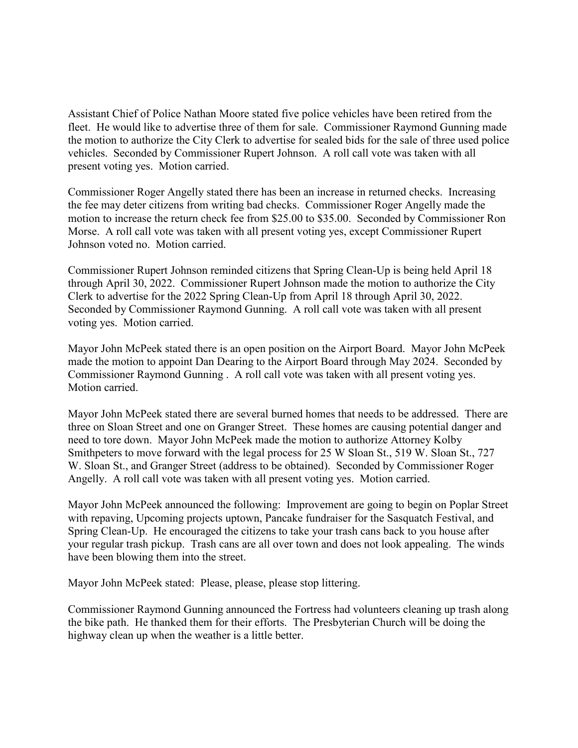Assistant Chief of Police Nathan Moore stated five police vehicles have been retired from the fleet. He would like to advertise three of them for sale. Commissioner Raymond Gunning made the motion to authorize the City Clerk to advertise for sealed bids for the sale of three used police vehicles. Seconded by Commissioner Rupert Johnson. A roll call vote was taken with all present voting yes. Motion carried.

Commissioner Roger Angelly stated there has been an increase in returned checks. Increasing the fee may deter citizens from writing bad checks. Commissioner Roger Angelly made the motion to increase the return check fee from $25.00 to $35.00. Seconded by Commissioner Ron Morse. A roll call vote was taken with all present voting yes, except Commissioner Rupert Johnson voted no. Motion carried.

Commissioner Rupert Johnson reminded citizens that Spring Clean-Up is being held April 18 through April 30, 2022. Commissioner Rupert Johnson made the motion to authorize the City Clerk to advertise for the 2022 Spring Clean-Up from April 18 through April 30, 2022. Seconded by Commissioner Raymond Gunning. A roll call vote was taken with all present voting yes. Motion carried.

Mayor John McPeek stated there is an open position on the Airport Board. Mayor John McPeek made the motion to appoint Dan Dearing to the Airport Board through May 2024. Seconded by Commissioner Raymond Gunning . A roll call vote was taken with all present voting yes. Motion carried.

Mayor John McPeek stated there are several burned homes that needs to be addressed. There are three on Sloan Street and one on Granger Street. These homes are causing potential danger and need to tore down. Mayor John McPeek made the motion to authorize Attorney Kolby Smithpeters to move forward with the legal process for 25 W Sloan St., 519 W. Sloan St., 727 W. Sloan St., and Granger Street (address to be obtained). Seconded by Commissioner Roger Angelly. A roll call vote was taken with all present voting yes. Motion carried.

Mayor John McPeek announced the following: Improvement are going to begin on Poplar Street with repaving, Upcoming projects uptown, Pancake fundraiser for the Sasquatch Festival, and Spring Clean-Up. He encouraged the citizens to take your trash cans back to you house after your regular trash pickup. Trash cans are all over town and does not look appealing. The winds have been blowing them into the street.

Mayor John McPeek stated: Please, please, please stop littering.

Commissioner Raymond Gunning announced the Fortress had volunteers cleaning up trash along the bike path. He thanked them for their efforts. The Presbyterian Church will be doing the highway clean up when the weather is a little better.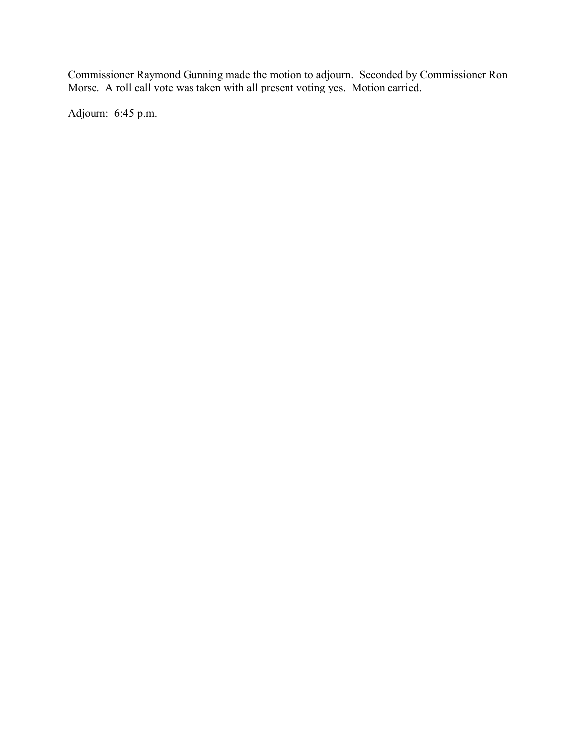Commissioner Raymond Gunning made the motion to adjourn. Seconded by Commissioner Ron Morse. A roll call vote was taken with all present voting yes. Motion carried.

Adjourn: 6:45 p.m.